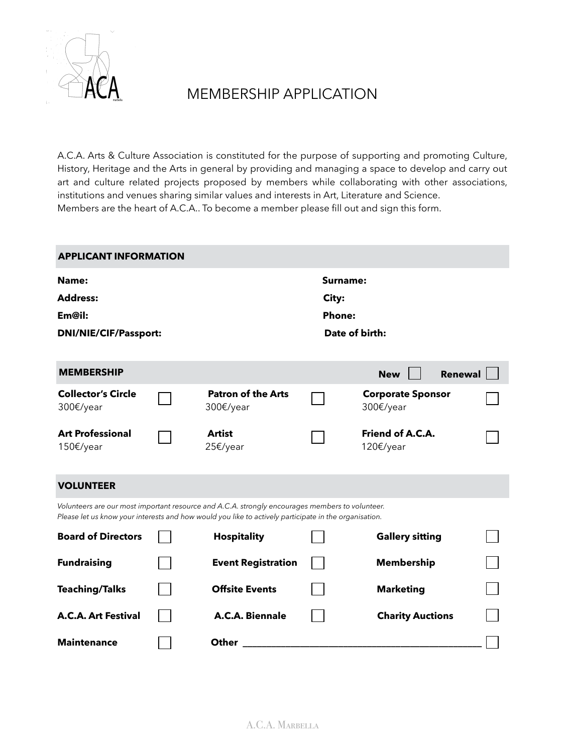# MEMBERSHIP APPLICATION

A.C.A. Arts & Culture Association is constituted for the purpose of supporting and promoting Culture, History, Heritage and the Arts in general by providing and managing a space to develop and carry out art and culture related projects proposed by members while collaborating with other associations, institutions and venues sharing similar values and interests in Art, Literature and Science.
Members are the heart of A.C.A.. To become a member please fill out and sign this form.

## APPLICANT INFORMATION

| | |
|---|---|
| **Name:** | **Surname:** |
| **Address:** | **City:** |
| **Em@il:** | **Phone:** |
| **DNI/NIE/CIF/Passport:** | **Date of birth:** |

## MEMBERSHIP

**New** ☐ **Renewal** ☐

| | | | | | |
|---|---|---|---|---|---|
| **Collector's Circle** 300€/year | ☐ | **Patron of the Arts** 300€/year | ☐ | **Corporate Sponsor** 300€/year | ☐ |
| **Art Professional** 150€/year | ☐ | **Artist** 25€/year | ☐ | **Friend of A.C.A.** 120€/year | ☐ |

## VOLUNTEER

*Volunteers are our most important resource and A.C.A. strongly encourages members to volunteer.*
*Please let us know your interests and how would you like to actively participate in the organisation.*

| | | | | | |
|---|---|---|---|---|---|
| **Board of Directors** | ☐ | **Hospitality** | ☐ | **Gallery sitting** | ☐ |
| **Fundraising** | ☐ | **Event Registration** | ☐ | **Membership** | ☐ |
| **Teaching/Talks** | ☐ | **Offsite Events** | ☐ | **Marketing** | ☐ |
| **A.C.A. Art Festival** | ☐ | **A.C.A. Biennale** | ☐ | **Charity Auctions** | ☐ |
| **Maintenance** | ☐ | **Other** ____________________________________________ | | | ☐ |

A.C.A. Marbella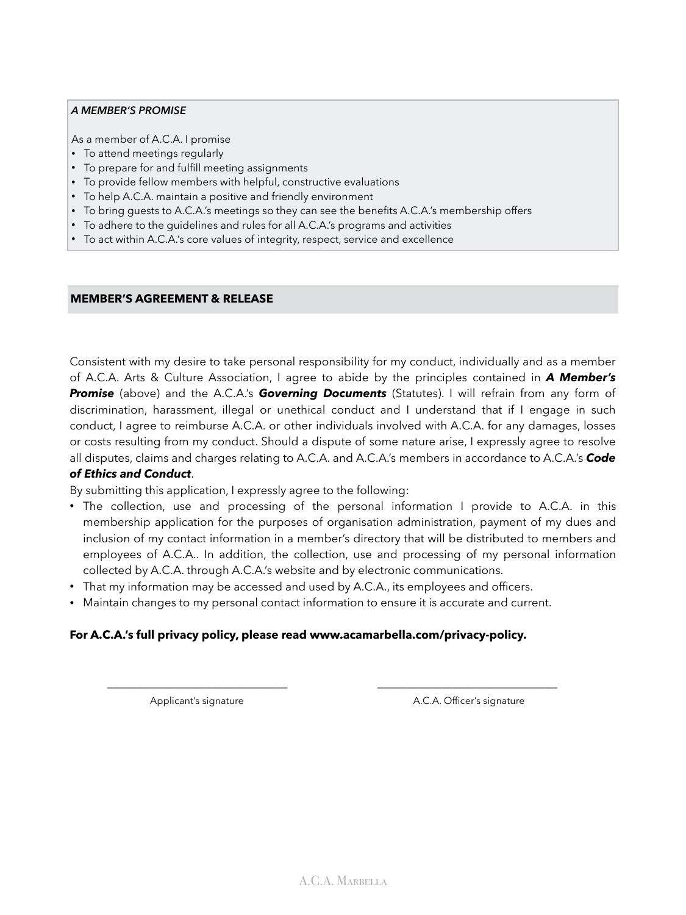### *A MEMBER'S PROMISE*

As a member of A.C.A. I promise

- To attend meetings regularly
- To prepare for and fulfill meeting assignments
- To provide fellow members with helpful, constructive evaluations
- To help A.C.A. maintain a positive and friendly environment
- To bring guests to A.C.A.'s meetings so they can see the benefits A.C.A.'s membership offers
- To adhere to the guidelines and rules for all A.C.A.'s programs and activities
- To act within A.C.A.'s core values of integrity, respect, service and excellence

## MEMBER'S AGREEMENT & RELEASE

Consistent with my desire to take personal responsibility for my conduct, individually and as a member of A.C.A. Arts & Culture Association, I agree to abide by the principles contained in ***A Member's Promise*** (above) and the A.C.A.'s ***Governing Documents*** (Statutes). I will refrain from any form of discrimination, harassment, illegal or unethical conduct and I understand that if I engage in such conduct, I agree to reimburse A.C.A. or other individuals involved with A.C.A. for any damages, losses or costs resulting from my conduct. Should a dispute of some nature arise, I expressly agree to resolve all disputes, claims and charges relating to A.C.A. and A.C.A.'s members in accordance to A.C.A.'s ***Code of Ethics and Conduct***.

By submitting this application, I expressly agree to the following:

- The collection, use and processing of the personal information I provide to A.C.A. in this membership application for the purposes of organisation administration, payment of my dues and inclusion of my contact information in a member's directory that will be distributed to members and employees of A.C.A.. In addition, the collection, use and processing of my personal information collected by A.C.A. through A.C.A.'s website and by electronic communications.
- That my information may be accessed and used by A.C.A., its employees and officers.
- Maintain changes to my personal contact information to ensure it is accurate and current.

**For A.C.A.'s full privacy policy, please read www.acamarbella.com/privacy-policy.**

\_\_\_\_\_\_\_\_\_\_\_\_\_\_\_\_\_\_\_\_\_\_\_\_\_\_\_\_\_\_
Applicant's signature

\_\_\_\_\_\_\_\_\_\_\_\_\_\_\_\_\_\_\_\_\_\_\_\_\_\_\_\_\_\_
A.C.A. Officer's signature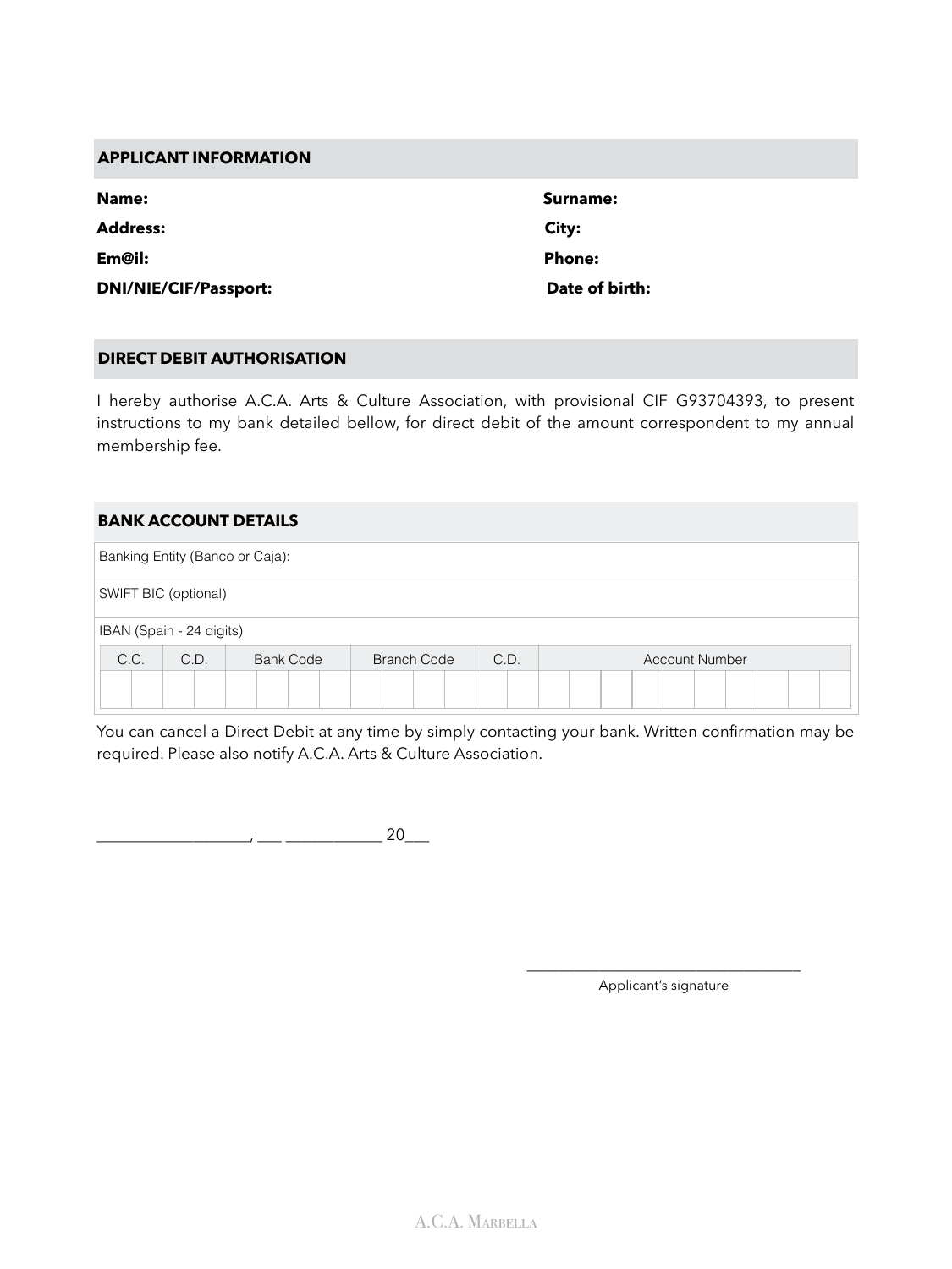## APPLICANT INFORMATION

**Name:**

**Surname:**

**Address:**

**City:**

**Em@il:**

**Phone:**

**DNI/NIE/CIF/Passport:**

**Date of birth:**

## DIRECT DEBIT AUTHORISATION

I hereby authorise A.C.A. Arts & Culture Association, with provisional CIF G93704393, to present instructions to my bank detailed bellow, for direct debit of the amount correspondent to my annual membership fee.

## BANK ACCOUNT DETAILS

Banking Entity (Banco or Caja):

SWIFT BIC (optional)

IBAN (Spain - 24 digits)

| C.C. | C.D. | Bank Code | Branch Code | C.D. | Account Number |
|---|---|---|---|---|---|
| | | | | | |

You can cancel a Direct Debit at any time by simply contacting your bank. Written confirmation may be required. Please also notify A.C.A. Arts & Culture Association.

___________________, ___ ____________ 20___

___________________________________

Applicant's signature

A.C.A. Marbella